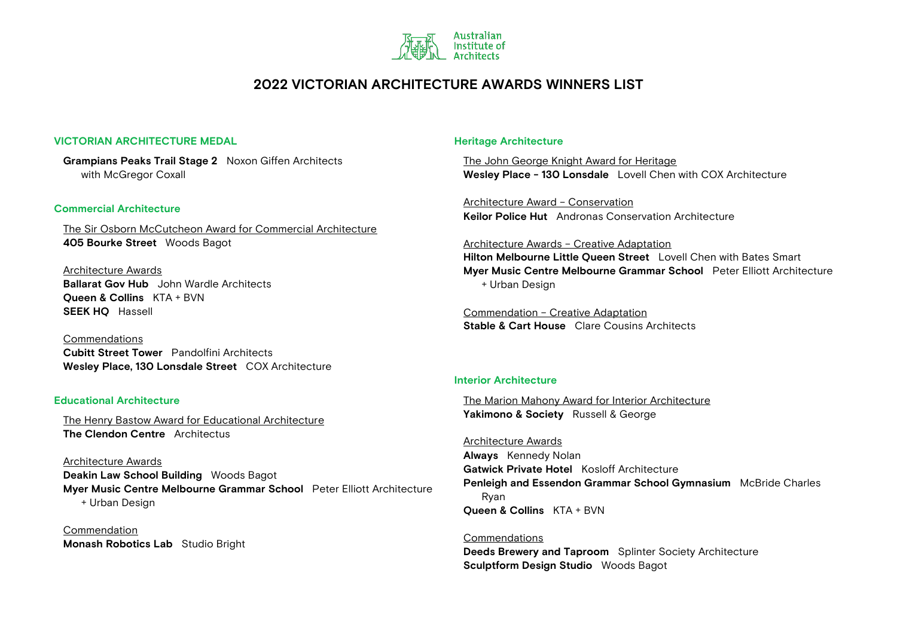Australian Institute of Architects

# 2022 VICTORIAN ARCHITECTURE AWARDS WINNERS LIST

## VICTORIAN ARCHITECTURE MEDAL

**Grampians Peaks Trail Stage 2** Noxon Giffen Architects with McGregor Coxall

## Commercial Architecture

The Sir Osborn McCutcheon Award for Commercial Architecture
**405 Bourke Street** Woods Bagot

Architecture Awards
**Ballarat Gov Hub** John Wardle Architects
**Queen & Collins** KTA + BVN
**SEEK HQ** Hassell

Commendations
**Cubitt Street Tower** Pandolfini Architects
**Wesley Place, 130 Lonsdale Street** COX Architecture

## Educational Architecture

The Henry Bastow Award for Educational Architecture
**The Clendon Centre** Architectus

Architecture Awards
**Deakin Law School Building** Woods Bagot
**Myer Music Centre Melbourne Grammar School** Peter Elliott Architecture + Urban Design

Commendation
**Monash Robotics Lab** Studio Bright

## Heritage Architecture

The John George Knight Award for Heritage
**Wesley Place - 130 Lonsdale** Lovell Chen with COX Architecture

Architecture Award – Conservation
**Keilor Police Hut** Andronas Conservation Architecture

Architecture Awards – Creative Adaptation
**Hilton Melbourne Little Queen Street** Lovell Chen with Bates Smart
**Myer Music Centre Melbourne Grammar School** Peter Elliott Architecture + Urban Design

Commendation – Creative Adaptation
**Stable & Cart House** Clare Cousins Architects

## Interior Architecture

The Marion Mahony Award for Interior Architecture
**Yakimono & Society** Russell & George

Architecture Awards
**Always** Kennedy Nolan
**Gatwick Private Hotel** Kosloff Architecture
**Penleigh and Essendon Grammar School Gymnasium** McBride Charles Ryan
**Queen & Collins** KTA + BVN

Commendations
**Deeds Brewery and Taproom** Splinter Society Architecture
**Sculptform Design Studio** Woods Bagot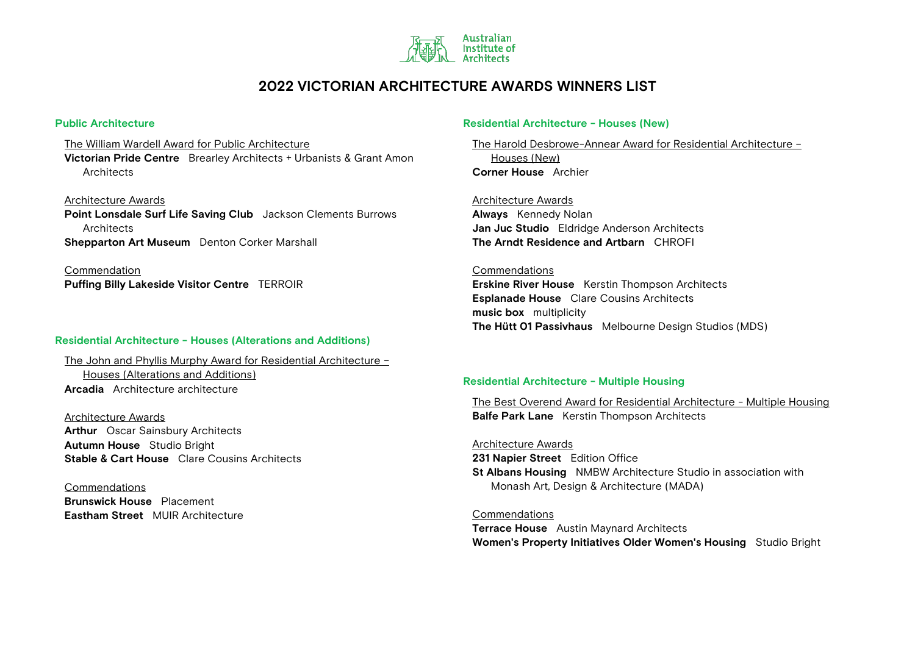Australian Institute of Architects

# 2022 VICTORIAN ARCHITECTURE AWARDS WINNERS LIST

## Public Architecture

The William Wardell Award for Public Architecture

**Victorian Pride Centre** Brearley Architects + Urbanists & Grant Amon Architects

Architecture Awards

**Point Lonsdale Surf Life Saving Club** Jackson Clements Burrows Architects
**Shepparton Art Museum** Denton Corker Marshall

Commendation

**Puffing Billy Lakeside Visitor Centre** TERROIR

## Residential Architecture - Houses (Alterations and Additions)

The John and Phyllis Murphy Award for Residential Architecture – Houses (Alterations and Additions)

**Arcadia** Architecture architecture

Architecture Awards

**Arthur** Oscar Sainsbury Architects
**Autumn House** Studio Bright
**Stable & Cart House** Clare Cousins Architects

Commendations

**Brunswick House** Placement
**Eastham Street** MUIR Architecture

## Residential Architecture - Houses (New)

The Harold Desbrowe-Annear Award for Residential Architecture – Houses (New)

**Corner House** Archier

Architecture Awards

**Always** Kennedy Nolan
**Jan Juc Studio** Eldridge Anderson Architects
**The Arndt Residence and Artbarn** CHROFI

Commendations

**Erskine River House** Kerstin Thompson Architects
**Esplanade House** Clare Cousins Architects
**music box** multiplicity
**The Hütt 01 Passivhaus** Melbourne Design Studios (MDS)

## Residential Architecture - Multiple Housing

The Best Overend Award for Residential Architecture - Multiple Housing

**Balfe Park Lane** Kerstin Thompson Architects

Architecture Awards

**231 Napier Street** Edition Office
**St Albans Housing** NMBW Architecture Studio in association with Monash Art, Design & Architecture (MADA)

Commendations

**Terrace House** Austin Maynard Architects
**Women's Property Initiatives Older Women's Housing** Studio Bright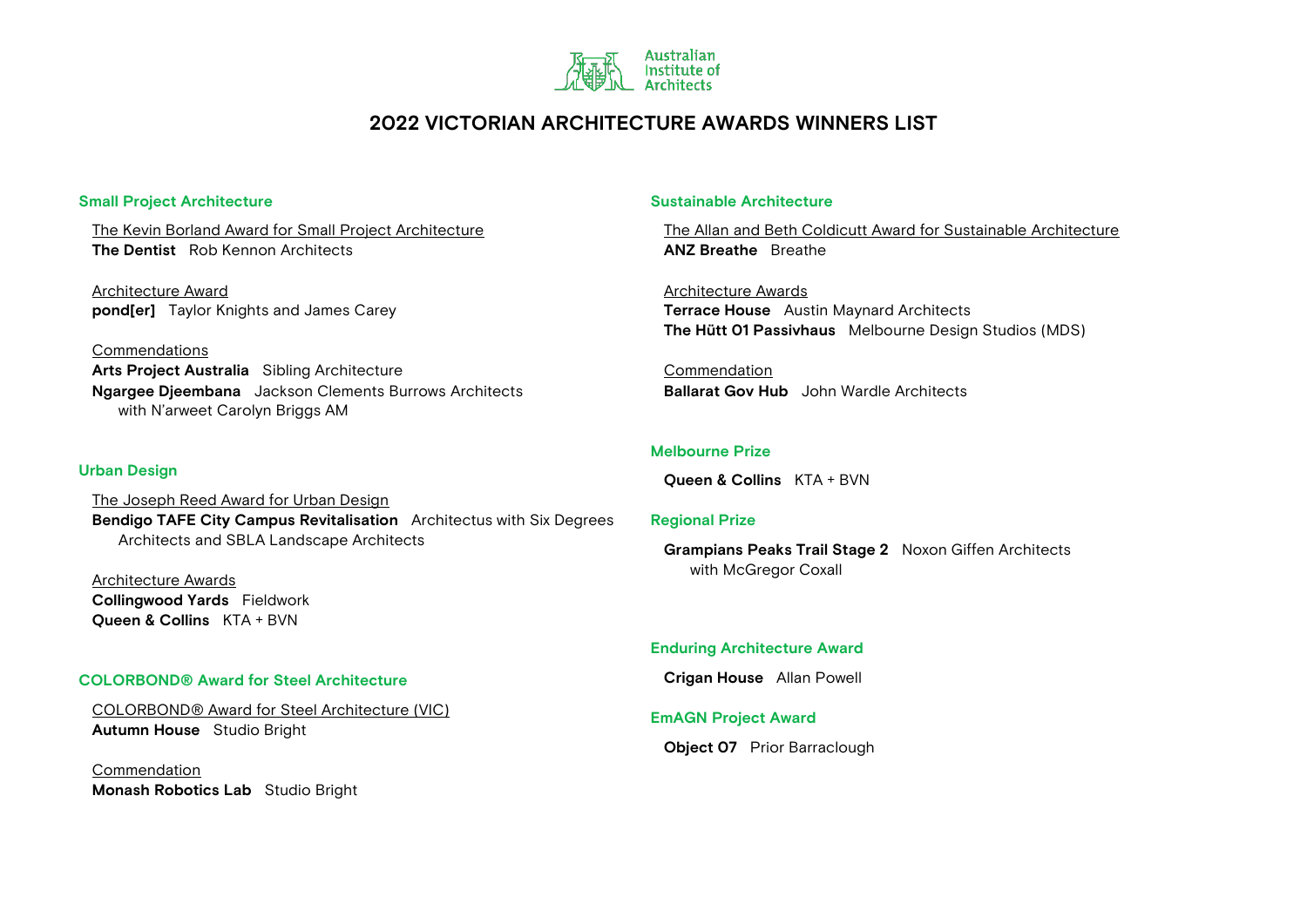Australian Institute of Architects

# 2022 VICTORIAN ARCHITECTURE AWARDS WINNERS LIST

## Small Project Architecture

The Kevin Borland Award for Small Project Architecture
**The Dentist** Rob Kennon Architects

Architecture Award
**pond[er]** Taylor Knights and James Carey

Commendations
**Arts Project Australia** Sibling Architecture
**Ngargee Djeembana** Jackson Clements Burrows Architects with N'arweet Carolyn Briggs AM

## Urban Design

The Joseph Reed Award for Urban Design
**Bendigo TAFE City Campus Revitalisation** Architectus with Six Degrees Architects and SBLA Landscape Architects

Architecture Awards
**Collingwood Yards** Fieldwork
**Queen & Collins** KTA + BVN

## COLORBOND® Award for Steel Architecture

COLORBOND® Award for Steel Architecture (VIC)
**Autumn House** Studio Bright

Commendation
**Monash Robotics Lab** Studio Bright

## Sustainable Architecture

The Allan and Beth Coldicutt Award for Sustainable Architecture
**ANZ Breathe** Breathe

Architecture Awards
**Terrace House** Austin Maynard Architects
**The Hütt 01 Passivhaus** Melbourne Design Studios (MDS)

Commendation
**Ballarat Gov Hub** John Wardle Architects

## Melbourne Prize

**Queen & Collins** KTA + BVN

## Regional Prize

**Grampians Peaks Trail Stage 2** Noxon Giffen Architects with McGregor Coxall

## Enduring Architecture Award

**Crigan House** Allan Powell

## EmAGN Project Award

**Object 07** Prior Barraclough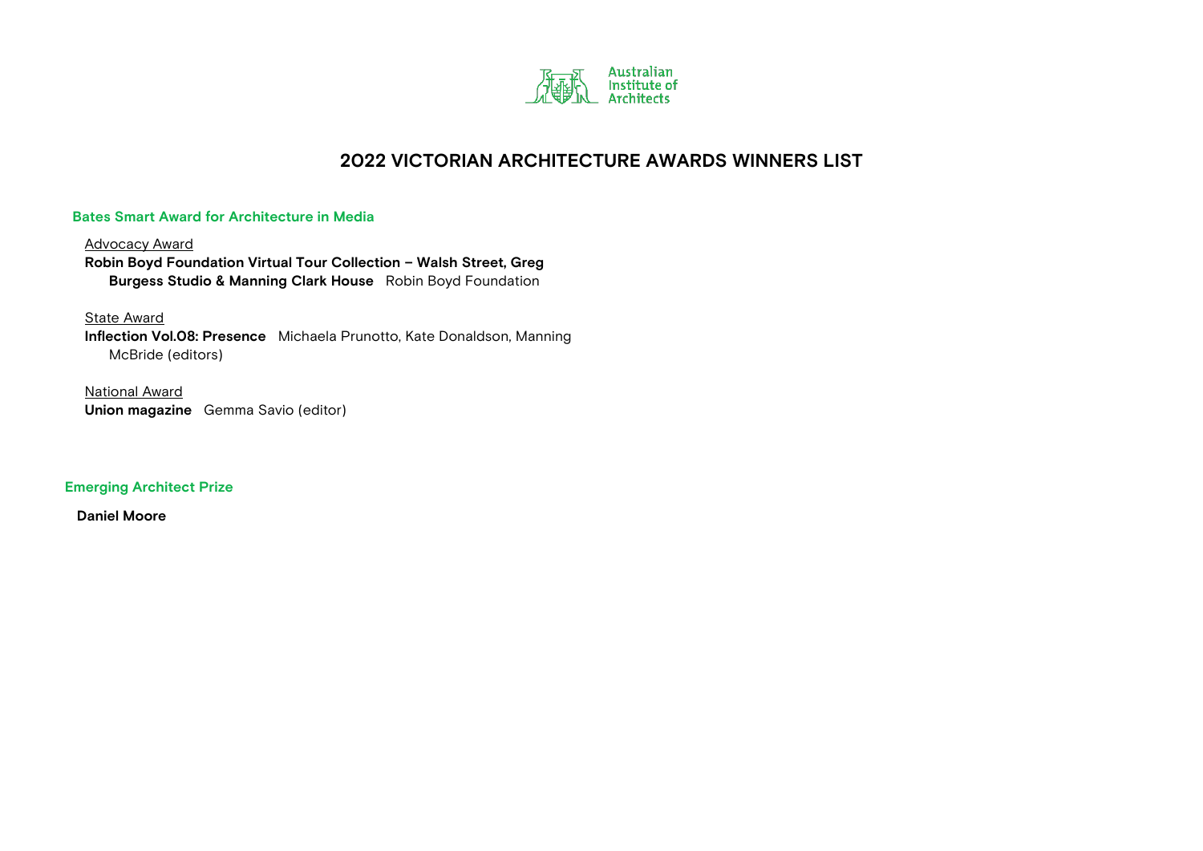Australian Institute of Architects

# 2022 VICTORIAN ARCHITECTURE AWARDS WINNERS LIST

## Bates Smart Award for Architecture in Media

Advocacy Award

**Robin Boyd Foundation Virtual Tour Collection – Walsh Street, Greg Burgess Studio & Manning Clark House** Robin Boyd Foundation

State Award

**Inflection Vol.08: Presence** Michaela Prunotto, Kate Donaldson, Manning McBride (editors)

National Award

**Union magazine** Gemma Savio (editor)

## Emerging Architect Prize

**Daniel Moore**